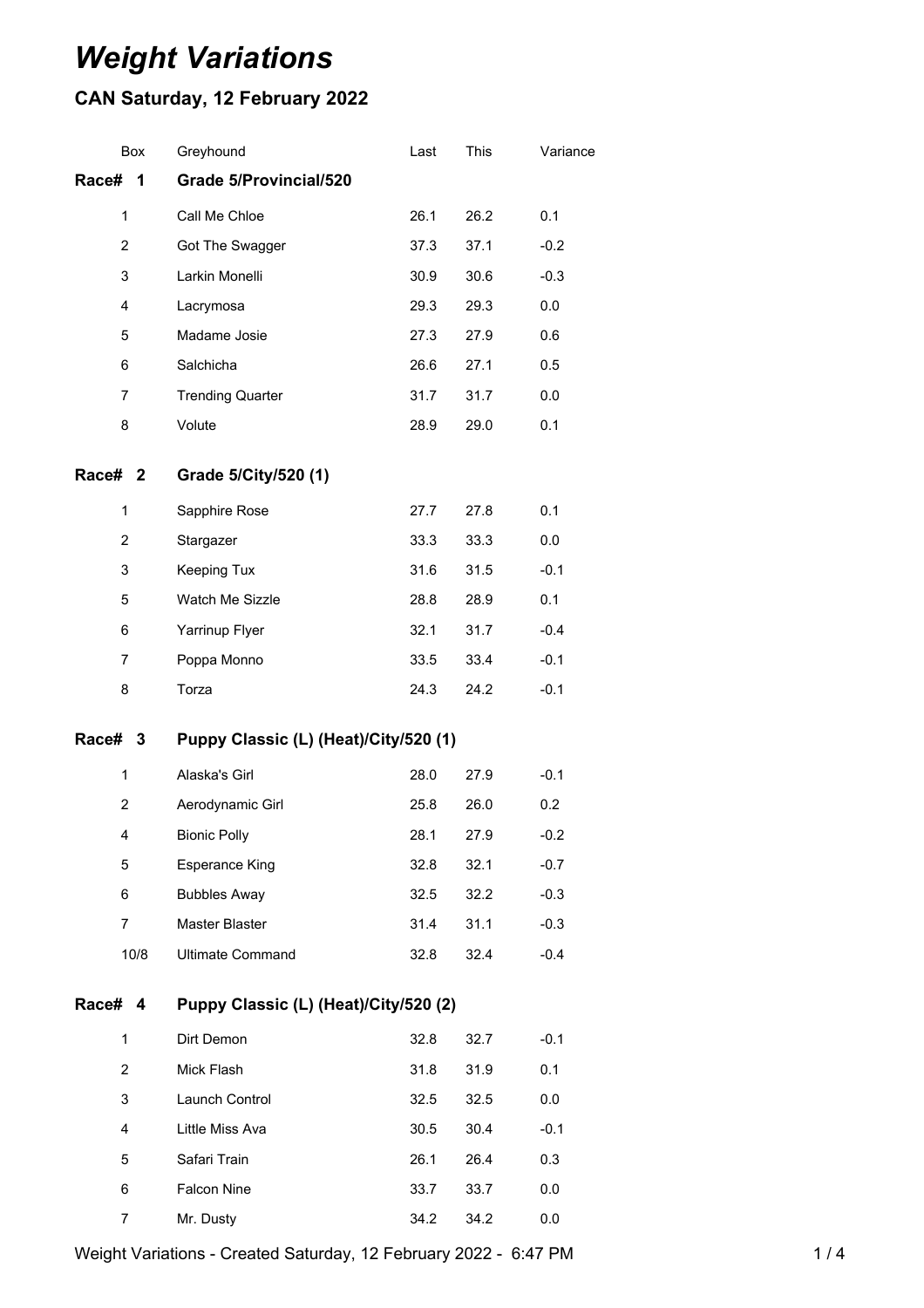# *Weight Variations*

## CAN Saturday, 12 February 2022

| Box | Greyhound | Last | This | Variance |
|---|---|---|---|---|
| **Race# 1** | **Grade 5/Provincial/520** | | | |
| 1 | Call Me Chloe | 26.1 | 26.2 | 0.1 |
| 2 | Got The Swagger | 37.3 | 37.1 | -0.2 |
| 3 | Larkin Monelli | 30.9 | 30.6 | -0.3 |
| 4 | Lacrymosa | 29.3 | 29.3 | 0.0 |
| 5 | Madame Josie | 27.3 | 27.9 | 0.6 |
| 6 | Salchicha | 26.6 | 27.1 | 0.5 |
| 7 | Trending Quarter | 31.7 | 31.7 | 0.0 |
| 8 | Volute | 28.9 | 29.0 | 0.1 |
| **Race# 2** | **Grade 5/City/520 (1)** | | | |
| 1 | Sapphire Rose | 27.7 | 27.8 | 0.1 |
| 2 | Stargazer | 33.3 | 33.3 | 0.0 |
| 3 | Keeping Tux | 31.6 | 31.5 | -0.1 |
| 5 | Watch Me Sizzle | 28.8 | 28.9 | 0.1 |
| 6 | Yarrinup Flyer | 32.1 | 31.7 | -0.4 |
| 7 | Poppa Monno | 33.5 | 33.4 | -0.1 |
| 8 | Torza | 24.3 | 24.2 | -0.1 |
| **Race# 3** | **Puppy Classic (L) (Heat)/City/520 (1)** | | | |
| 1 | Alaska's Girl | 28.0 | 27.9 | -0.1 |
| 2 | Aerodynamic Girl | 25.8 | 26.0 | 0.2 |
| 4 | Bionic Polly | 28.1 | 27.9 | -0.2 |
| 5 | Esperance King | 32.8 | 32.1 | -0.7 |
| 6 | Bubbles Away | 32.5 | 32.2 | -0.3 |
| 7 | Master Blaster | 31.4 | 31.1 | -0.3 |
| 10/8 | Ultimate Command | 32.8 | 32.4 | -0.4 |
| **Race# 4** | **Puppy Classic (L) (Heat)/City/520 (2)** | | | |
| 1 | Dirt Demon | 32.8 | 32.7 | -0.1 |
| 2 | Mick Flash | 31.8 | 31.9 | 0.1 |
| 3 | Launch Control | 32.5 | 32.5 | 0.0 |
| 4 | Little Miss Ava | 30.5 | 30.4 | -0.1 |
| 5 | Safari Train | 26.1 | 26.4 | 0.3 |
| 6 | Falcon Nine | 33.7 | 33.7 | 0.0 |
| 7 | Mr. Dusty | 34.2 | 34.2 | 0.0 |

Weight Variations - Created Saturday, 12 February 2022 - 6:47 PM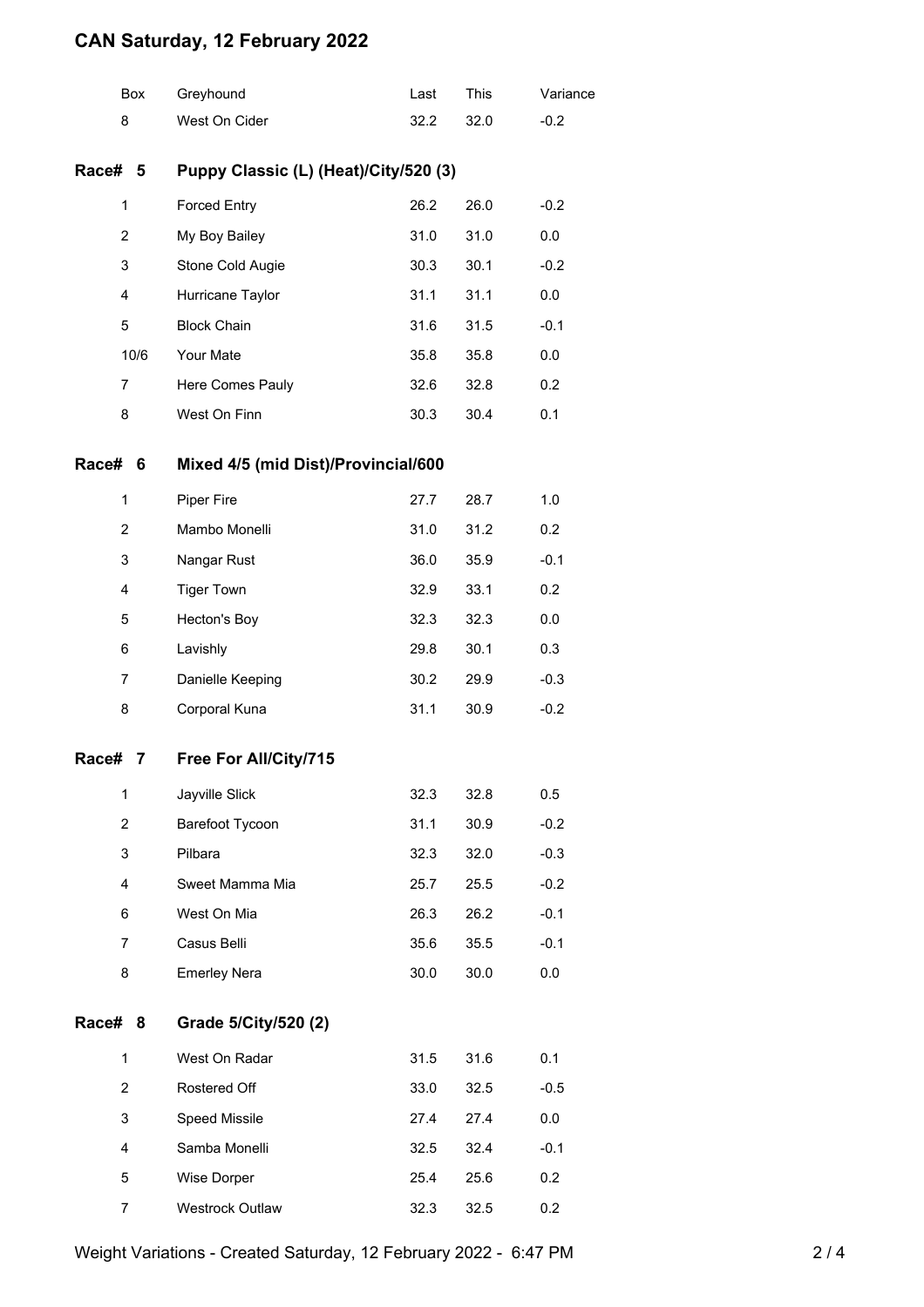# CAN Saturday, 12 February 2022

| Box | Greyhound | Last | This | Variance |
|---|---|---|---|---|
| 8 | West On Cider | 32.2 | 32.0 | -0.2 |

## Race# 5 Puppy Classic (L) (Heat)/City/520 (3)

| Box | Greyhound | Last | This | Variance |
|---|---|---|---|---|
| 1 | Forced Entry | 26.2 | 26.0 | -0.2 |
| 2 | My Boy Bailey | 31.0 | 31.0 | 0.0 |
| 3 | Stone Cold Augie | 30.3 | 30.1 | -0.2 |
| 4 | Hurricane Taylor | 31.1 | 31.1 | 0.0 |
| 5 | Block Chain | 31.6 | 31.5 | -0.1 |
| 10/6 | Your Mate | 35.8 | 35.8 | 0.0 |
| 7 | Here Comes Pauly | 32.6 | 32.8 | 0.2 |
| 8 | West On Finn | 30.3 | 30.4 | 0.1 |

## Race# 6 Mixed 4/5 (mid Dist)/Provincial/600

| Box | Greyhound | Last | This | Variance |
|---|---|---|---|---|
| 1 | Piper Fire | 27.7 | 28.7 | 1.0 |
| 2 | Mambo Monelli | 31.0 | 31.2 | 0.2 |
| 3 | Nangar Rust | 36.0 | 35.9 | -0.1 |
| 4 | Tiger Town | 32.9 | 33.1 | 0.2 |
| 5 | Hecton's Boy | 32.3 | 32.3 | 0.0 |
| 6 | Lavishly | 29.8 | 30.1 | 0.3 |
| 7 | Danielle Keeping | 30.2 | 29.9 | -0.3 |
| 8 | Corporal Kuna | 31.1 | 30.9 | -0.2 |

## Race# 7 Free For All/City/715

| Box | Greyhound | Last | This | Variance |
|---|---|---|---|---|
| 1 | Jayville Slick | 32.3 | 32.8 | 0.5 |
| 2 | Barefoot Tycoon | 31.1 | 30.9 | -0.2 |
| 3 | Pilbara | 32.3 | 32.0 | -0.3 |
| 4 | Sweet Mamma Mia | 25.7 | 25.5 | -0.2 |
| 6 | West On Mia | 26.3 | 26.2 | -0.1 |
| 7 | Casus Belli | 35.6 | 35.5 | -0.1 |
| 8 | Emerley Nera | 30.0 | 30.0 | 0.0 |

## Race# 8 Grade 5/City/520 (2)

| Box | Greyhound | Last | This | Variance |
|---|---|---|---|---|
| 1 | West On Radar | 31.5 | 31.6 | 0.1 |
| 2 | Rostered Off | 33.0 | 32.5 | -0.5 |
| 3 | Speed Missile | 27.4 | 27.4 | 0.0 |
| 4 | Samba Monelli | 32.5 | 32.4 | -0.1 |
| 5 | Wise Dorper | 25.4 | 25.6 | 0.2 |
| 7 | Westrock Outlaw | 32.3 | 32.5 | 0.2 |

Weight Variations - Created Saturday, 12 February 2022 - 6:47 PM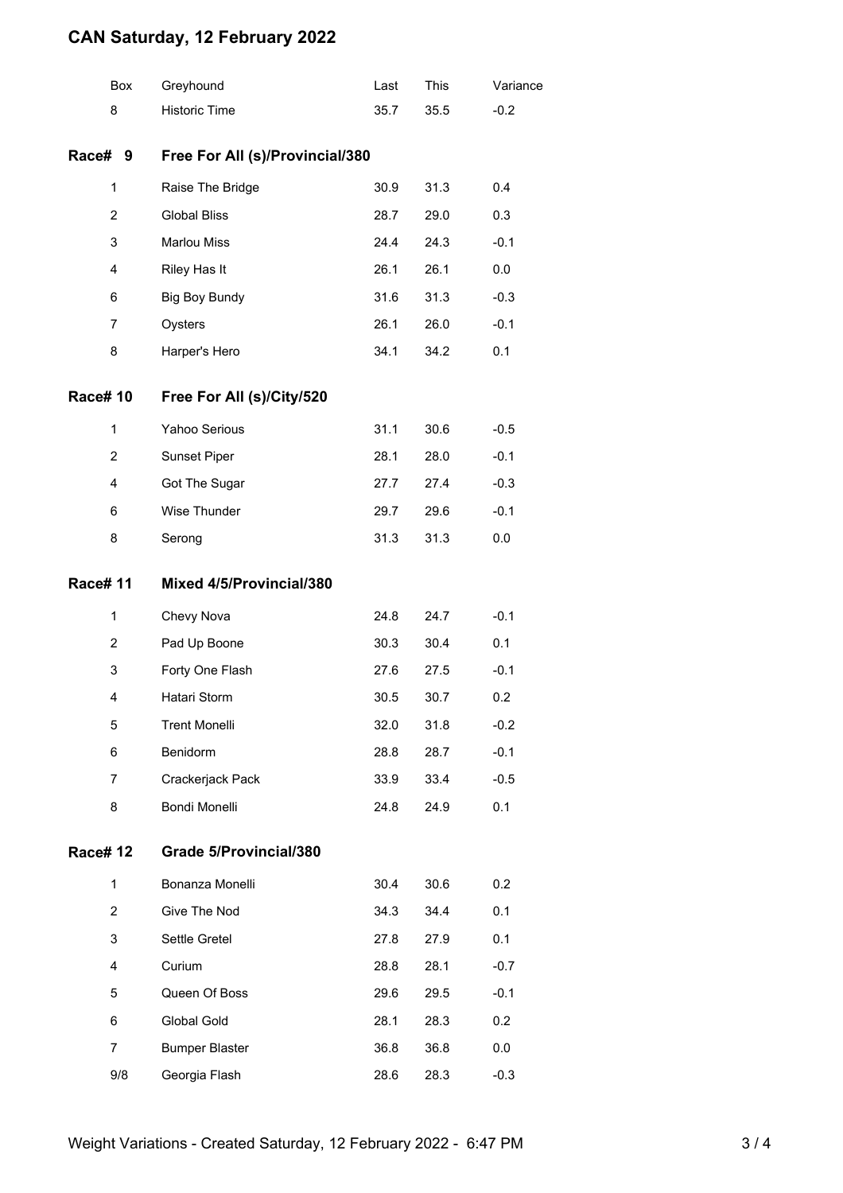# CAN Saturday, 12 February 2022

| Box | Greyhound | Last | This | Variance |
|---|---|---|---|---|
| 8 | Historic Time | 35.7 | 35.5 | -0.2 |

## Race# 9 Free For All (s)/Provincial/380

| Box | Greyhound | Last | This | Variance |
|---|---|---|---|---|
| 1 | Raise The Bridge | 30.9 | 31.3 | 0.4 |
| 2 | Global Bliss | 28.7 | 29.0 | 0.3 |
| 3 | Marlou Miss | 24.4 | 24.3 | -0.1 |
| 4 | Riley Has It | 26.1 | 26.1 | 0.0 |
| 6 | Big Boy Bundy | 31.6 | 31.3 | -0.3 |
| 7 | Oysters | 26.1 | 26.0 | -0.1 |
| 8 | Harper's Hero | 34.1 | 34.2 | 0.1 |

## Race# 10 Free For All (s)/City/520

| Box | Greyhound | Last | This | Variance |
|---|---|---|---|---|
| 1 | Yahoo Serious | 31.1 | 30.6 | -0.5 |
| 2 | Sunset Piper | 28.1 | 28.0 | -0.1 |
| 4 | Got The Sugar | 27.7 | 27.4 | -0.3 |
| 6 | Wise Thunder | 29.7 | 29.6 | -0.1 |
| 8 | Serong | 31.3 | 31.3 | 0.0 |

## Race# 11 Mixed 4/5/Provincial/380

| Box | Greyhound | Last | This | Variance |
|---|---|---|---|---|
| 1 | Chevy Nova | 24.8 | 24.7 | -0.1 |
| 2 | Pad Up Boone | 30.3 | 30.4 | 0.1 |
| 3 | Forty One Flash | 27.6 | 27.5 | -0.1 |
| 4 | Hatari Storm | 30.5 | 30.7 | 0.2 |
| 5 | Trent Monelli | 32.0 | 31.8 | -0.2 |
| 6 | Benidorm | 28.8 | 28.7 | -0.1 |
| 7 | Crackerjack Pack | 33.9 | 33.4 | -0.5 |
| 8 | Bondi Monelli | 24.8 | 24.9 | 0.1 |

## Race# 12 Grade 5/Provincial/380

| Box | Greyhound | Last | This | Variance |
|---|---|---|---|---|
| 1 | Bonanza Monelli | 30.4 | 30.6 | 0.2 |
| 2 | Give The Nod | 34.3 | 34.4 | 0.1 |
| 3 | Settle Gretel | 27.8 | 27.9 | 0.1 |
| 4 | Curium | 28.8 | 28.1 | -0.7 |
| 5 | Queen Of Boss | 29.6 | 29.5 | -0.1 |
| 6 | Global Gold | 28.1 | 28.3 | 0.2 |
| 7 | Bumper Blaster | 36.8 | 36.8 | 0.0 |
| 9/8 | Georgia Flash | 28.6 | 28.3 | -0.3 |

Weight Variations - Created Saturday, 12 February 2022 - 6:47 PM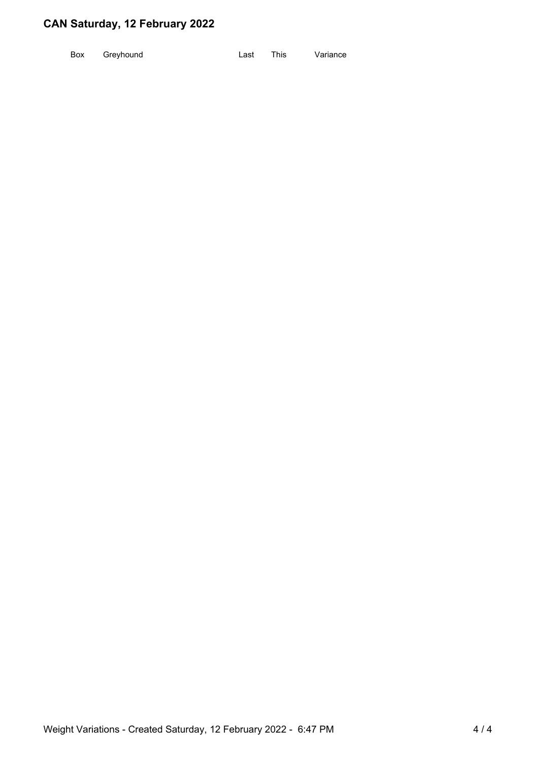## CAN Saturday, 12 February 2022

| Box | Greyhound | Last | This | Variance |
|---|---|---|---|---|